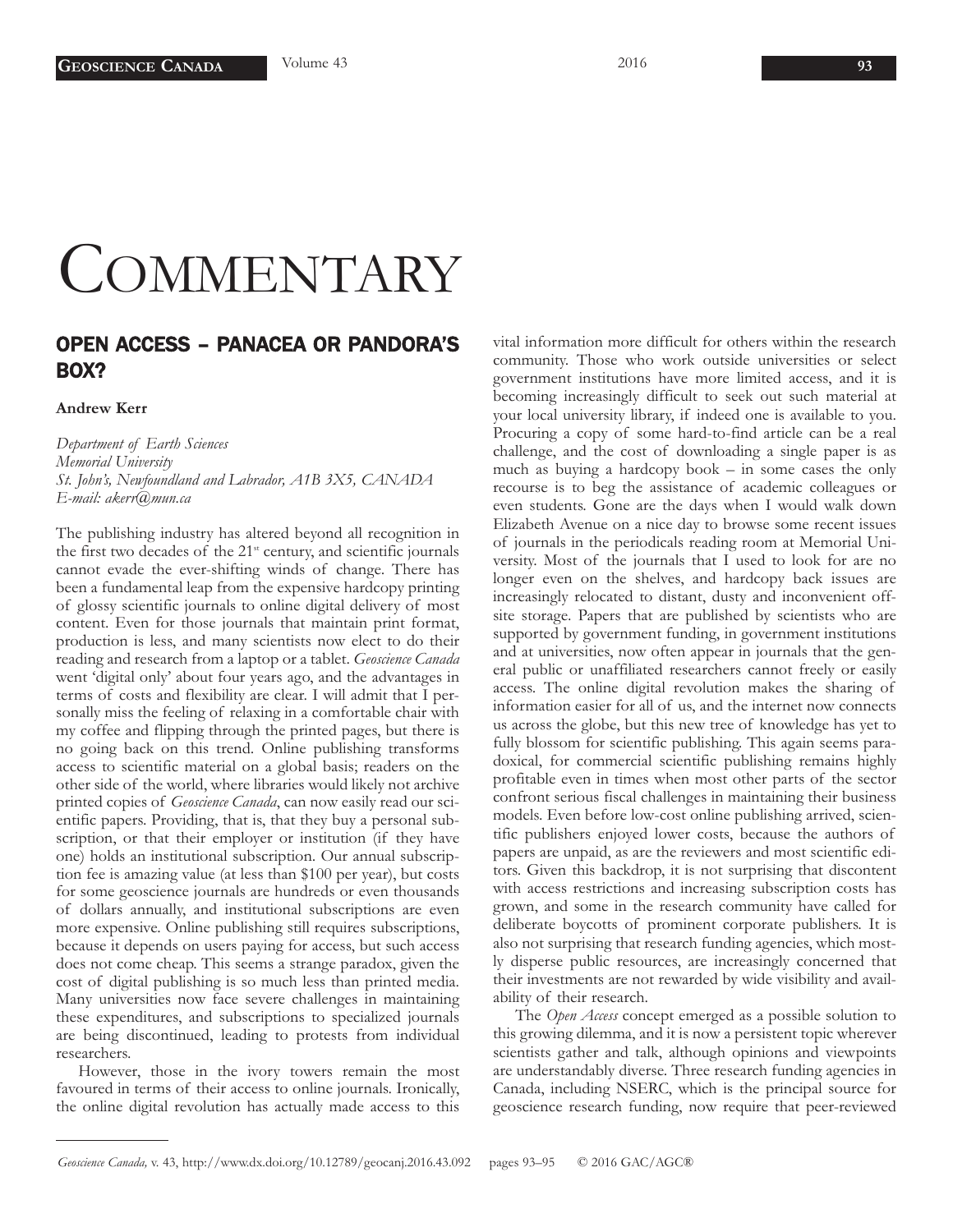# COMMENTARY

## OPEN ACCESS – PANACEA OR PANDORA'S BOX?

**Andrew Kerr**

*Department of Earth Sciences*
*Memorial University*
*St. John's, Newfoundland and Labrador, A1B 3X5, CANADA*
*E-mail: akerr@mun.ca*

The publishing industry has altered beyond all recognition in the first two decades of the 21st century, and scientific journals cannot evade the ever-shifting winds of change. There has been a fundamental leap from the expensive hardcopy printing of glossy scientific journals to online digital delivery of most content. Even for those journals that maintain print format, production is less, and many scientists now elect to do their reading and research from a laptop or a tablet. *Geoscience Canada* went 'digital only' about four years ago, and the advantages in terms of costs and flexibility are clear. I will admit that I personally miss the feeling of relaxing in a comfortable chair with my coffee and flipping through the printed pages, but there is no going back on this trend. Online publishing transforms access to scientific material on a global basis; readers on the other side of the world, where libraries would likely not archive printed copies of *Geoscience Canada*, can now easily read our scientific papers. Providing, that is, that they buy a personal subscription, or that their employer or institution (if they have one) holds an institutional subscription. Our annual subscription fee is amazing value (at less than $100 per year), but costs for some geoscience journals are hundreds or even thousands of dollars annually, and institutional subscriptions are even more expensive. Online publishing still requires subscriptions, because it depends on users paying for access, but such access does not come cheap. This seems a strange paradox, given the cost of digital publishing is so much less than printed media. Many universities now face severe challenges in maintaining these expenditures, and subscriptions to specialized journals are being discontinued, leading to protests from individual researchers.

However, those in the ivory towers remain the most favoured in terms of their access to online journals. Ironically, the online digital revolution has actually made access to this vital information more difficult for others within the research community. Those who work outside universities or select government institutions have more limited access, and it is becoming increasingly difficult to seek out such material at your local university library, if indeed one is available to you. Procuring a copy of some hard-to-find article can be a real challenge, and the cost of downloading a single paper is as much as buying a hardcopy book – in some cases the only recourse is to beg the assistance of academic colleagues or even students. Gone are the days when I would walk down Elizabeth Avenue on a nice day to browse some recent issues of journals in the periodicals reading room at Memorial University. Most of the journals that I used to look for are no longer even on the shelves, and hardcopy back issues are increasingly relocated to distant, dusty and inconvenient off-site storage. Papers that are published by scientists who are supported by government funding, in government institutions and at universities, now often appear in journals that the general public or unaffiliated researchers cannot freely or easily access. The online digital revolution makes the sharing of information easier for all of us, and the internet now connects us across the globe, but this new tree of knowledge has yet to fully blossom for scientific publishing. This again seems paradoxical, for commercial scientific publishing remains highly profitable even in times when most other parts of the sector confront serious fiscal challenges in maintaining their business models. Even before low-cost online publishing arrived, scientific publishers enjoyed lower costs, because the authors of papers are unpaid, as are the reviewers and most scientific editors. Given this backdrop, it is not surprising that discontent with access restrictions and increasing subscription costs has grown, and some in the research community have called for deliberate boycotts of prominent corporate publishers. It is also not surprising that research funding agencies, which mostly disperse public resources, are increasingly concerned that their investments are not rewarded by wide visibility and availability of their research.

The *Open Access* concept emerged as a possible solution to this growing dilemma, and it is now a persistent topic wherever scientists gather and talk, although opinions and viewpoints are understandably diverse. Three research funding agencies in Canada, including NSERC, which is the principal source for geoscience research funding, now require that peer-reviewed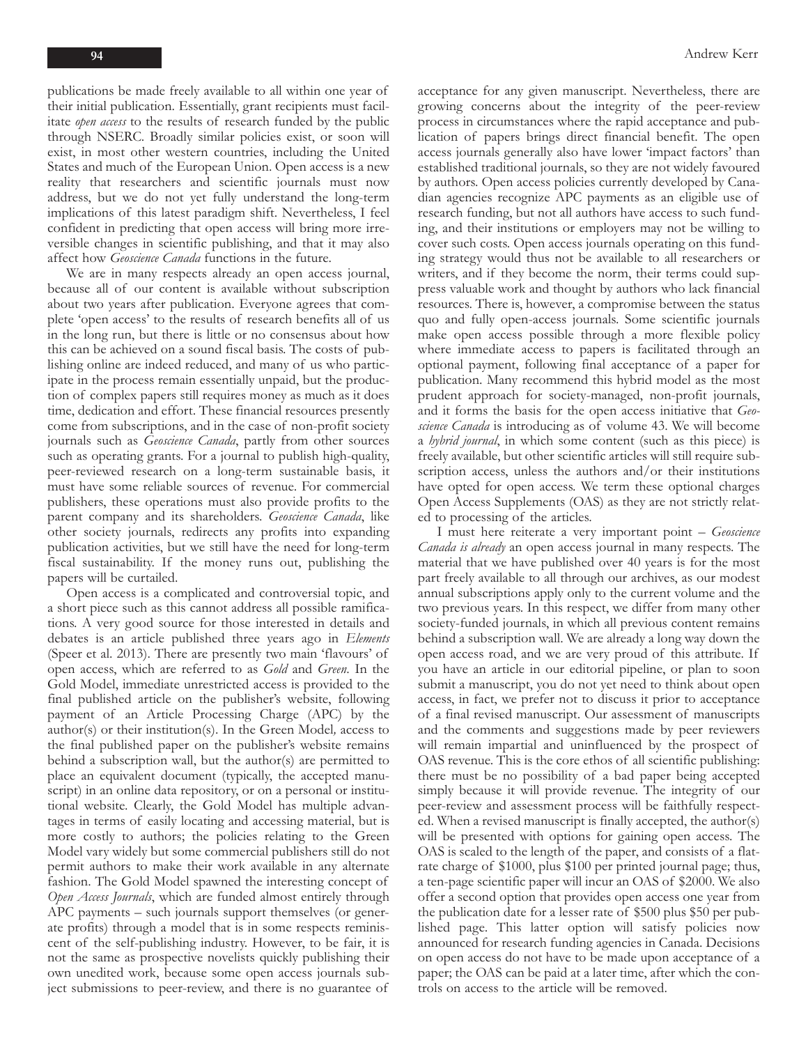publications be made freely available to all within one year of their initial publication. Essentially, grant recipients must facilitate *open access* to the results of research funded by the public through NSERC. Broadly similar policies exist, or soon will exist, in most other western countries, including the United States and much of the European Union. Open access is a new reality that researchers and scientific journals must now address, but we do not yet fully understand the long-term implications of this latest paradigm shift. Nevertheless, I feel confident in predicting that open access will bring more irreversible changes in scientific publishing, and that it may also affect how *Geoscience Canada* functions in the future.

We are in many respects already an open access journal, because all of our content is available without subscription about two years after publication. Everyone agrees that complete 'open access' to the results of research benefits all of us in the long run, but there is little or no consensus about how this can be achieved on a sound fiscal basis. The costs of publishing online are indeed reduced, and many of us who participate in the process remain essentially unpaid, but the production of complex papers still requires money as much as it does time, dedication and effort. These financial resources presently come from subscriptions, and in the case of non-profit society journals such as *Geoscience Canada*, partly from other sources such as operating grants. For a journal to publish high-quality, peer-reviewed research on a long-term sustainable basis, it must have some reliable sources of revenue. For commercial publishers, these operations must also provide profits to the parent company and its shareholders. *Geoscience Canada*, like other society journals, redirects any profits into expanding publication activities, but we still have the need for long-term fiscal sustainability. If the money runs out, publishing the papers will be curtailed.

Open access is a complicated and controversial topic, and a short piece such as this cannot address all possible ramifications. A very good source for those interested in details and debates is an article published three years ago in *Elements* (Speer et al. 2013). There are presently two main 'flavours' of open access, which are referred to as *Gold* and *Green*. In the Gold Model, immediate unrestricted access is provided to the final published article on the publisher's website, following payment of an Article Processing Charge (APC) by the author(s) or their institution(s). In the Green Model*,* access to the final published paper on the publisher's website remains behind a subscription wall, but the author(s) are permitted to place an equivalent document (typically, the accepted manuscript) in an online data repository, or on a personal or institutional website. Clearly, the Gold Model has multiple advantages in terms of easily locating and accessing material, but is more costly to authors; the policies relating to the Green Model vary widely but some commercial publishers still do not permit authors to make their work available in any alternate fashion. The Gold Model spawned the interesting concept of *Open Access Journals*, which are funded almost entirely through APC payments – such journals support themselves (or generate profits) through a model that is in some respects reminiscent of the self-publishing industry. However, to be fair, it is not the same as prospective novelists quickly publishing their own unedited work, because some open access journals subject submissions to peer-review, and there is no guarantee of acceptance for any given manuscript. Nevertheless, there are growing concerns about the integrity of the peer-review process in circumstances where the rapid acceptance and publication of papers brings direct financial benefit. The open access journals generally also have lower 'impact factors' than established traditional journals, so they are not widely favoured by authors. Open access policies currently developed by Canadian agencies recognize APC payments as an eligible use of research funding, but not all authors have access to such funding, and their institutions or employers may not be willing to cover such costs. Open access journals operating on this funding strategy would thus not be available to all researchers or writers, and if they become the norm, their terms could suppress valuable work and thought by authors who lack financial resources. There is, however, a compromise between the status quo and fully open-access journals. Some scientific journals make open access possible through a more flexible policy where immediate access to papers is facilitated through an optional payment, following final acceptance of a paper for publication. Many recommend this hybrid model as the most prudent approach for society-managed, non-profit journals, and it forms the basis for the open access initiative that *Geoscience Canada* is introducing as of volume 43. We will become a *hybrid journal*, in which some content (such as this piece) is freely available, but other scientific articles will still require subscription access, unless the authors and/or their institutions have opted for open access. We term these optional charges Open Access Supplements (OAS) as they are not strictly related to processing of the articles.

I must here reiterate a very important point – *Geoscience Canada is already* an open access journal in many respects. The material that we have published over 40 years is for the most part freely available to all through our archives, as our modest annual subscriptions apply only to the current volume and the two previous years. In this respect, we differ from many other society-funded journals, in which all previous content remains behind a subscription wall. We are already a long way down the open access road, and we are very proud of this attribute. If you have an article in our editorial pipeline, or plan to soon submit a manuscript, you do not yet need to think about open access, in fact, we prefer not to discuss it prior to acceptance of a final revised manuscript. Our assessment of manuscripts and the comments and suggestions made by peer reviewers will remain impartial and uninfluenced by the prospect of OAS revenue. This is the core ethos of all scientific publishing: there must be no possibility of a bad paper being accepted simply because it will provide revenue. The integrity of our peer-review and assessment process will be faithfully respected. When a revised manuscript is finally accepted, the author(s) will be presented with options for gaining open access. The OAS is scaled to the length of the paper, and consists of a flat-rate charge of \$1000, plus \$100 per printed journal page; thus, a ten-page scientific paper will incur an OAS of \$2000. We also offer a second option that provides open access one year from the publication date for a lesser rate of \$500 plus \$50 per published page. This latter option will satisfy policies now announced for research funding agencies in Canada. Decisions on open access do not have to be made upon acceptance of a paper; the OAS can be paid at a later time, after which the controls on access to the article will be removed.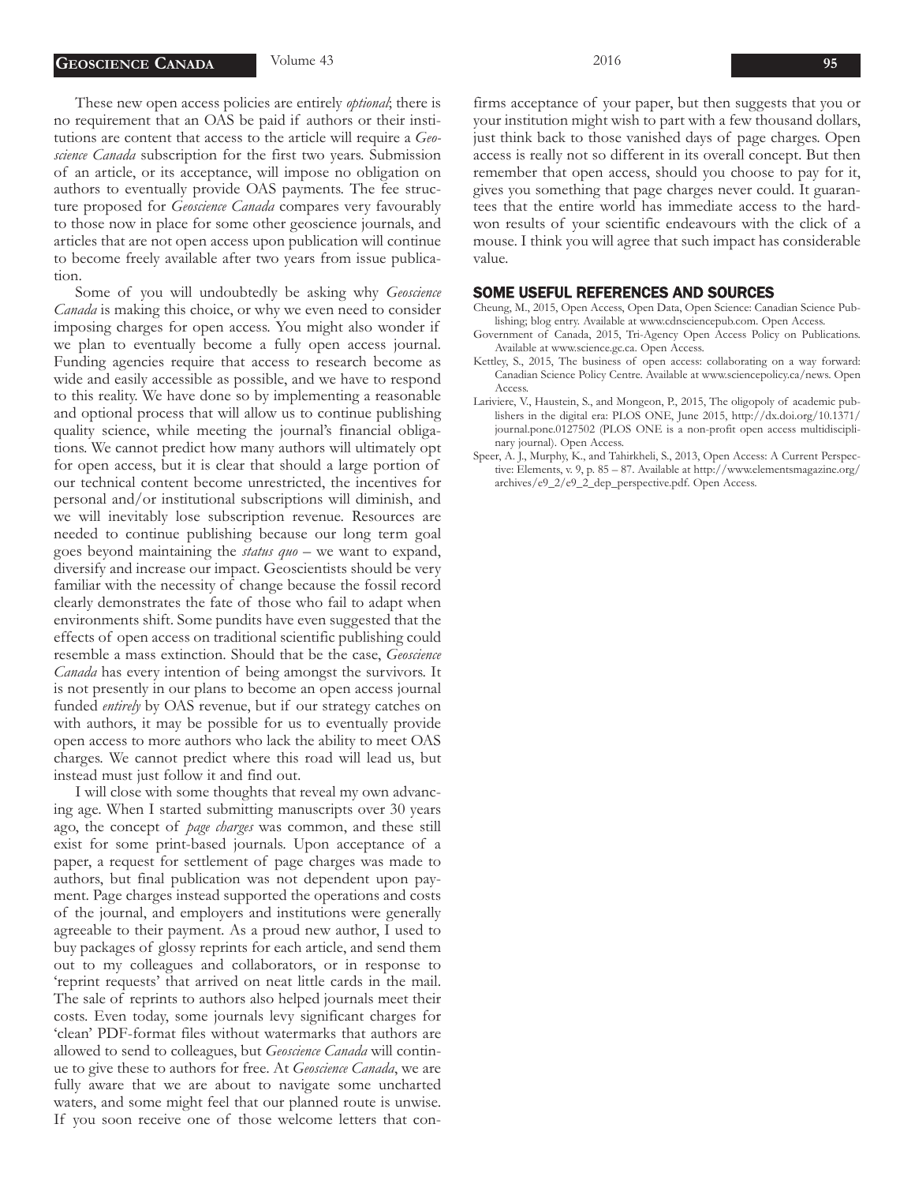These new open access policies are entirely *optional*; there is no requirement that an OAS be paid if authors or their institutions are content that access to the article will require a *Geoscience Canada* subscription for the first two years. Submission of an article, or its acceptance, will impose no obligation on authors to eventually provide OAS payments. The fee structure proposed for *Geoscience Canada* compares very favourably to those now in place for some other geoscience journals, and articles that are not open access upon publication will continue to become freely available after two years from issue publication.

Some of you will undoubtedly be asking why *Geoscience Canada* is making this choice, or why we even need to consider imposing charges for open access. You might also wonder if we plan to eventually become a fully open access journal. Funding agencies require that access to research become as wide and easily accessible as possible, and we have to respond to this reality. We have done so by implementing a reasonable and optional process that will allow us to continue publishing quality science, while meeting the journal's financial obligations. We cannot predict how many authors will ultimately opt for open access, but it is clear that should a large portion of our technical content become unrestricted, the incentives for personal and/or institutional subscriptions will diminish, and we will inevitably lose subscription revenue. Resources are needed to continue publishing because our long term goal goes beyond maintaining the *status quo* – we want to expand, diversify and increase our impact. Geoscientists should be very familiar with the necessity of change because the fossil record clearly demonstrates the fate of those who fail to adapt when environments shift. Some pundits have even suggested that the effects of open access on traditional scientific publishing could resemble a mass extinction. Should that be the case, *Geoscience Canada* has every intention of being amongst the survivors. It is not presently in our plans to become an open access journal funded *entirely* by OAS revenue, but if our strategy catches on with authors, it may be possible for us to eventually provide open access to more authors who lack the ability to meet OAS charges. We cannot predict where this road will lead us, but instead must just follow it and find out.

I will close with some thoughts that reveal my own advancing age. When I started submitting manuscripts over 30 years ago, the concept of *page charges* was common, and these still exist for some print-based journals. Upon acceptance of a paper, a request for settlement of page charges was made to authors, but final publication was not dependent upon payment. Page charges instead supported the operations and costs of the journal, and employers and institutions were generally agreeable to their payment. As a proud new author, I used to buy packages of glossy reprints for each article, and send them out to my colleagues and collaborators, or in response to 'reprint requests' that arrived on neat little cards in the mail. The sale of reprints to authors also helped journals meet their costs. Even today, some journals levy significant charges for 'clean' PDF-format files without watermarks that authors are allowed to send to colleagues, but *Geoscience Canada* will continue to give these to authors for free. At *Geoscience Canada*, we are fully aware that we are about to navigate some uncharted waters, and some might feel that our planned route is unwise. If you soon receive one of those welcome letters that confirms acceptance of your paper, but then suggests that you or your institution might wish to part with a few thousand dollars, just think back to those vanished days of page charges. Open access is really not so different in its overall concept. But then remember that open access, should you choose to pay for it, gives you something that page charges never could. It guarantees that the entire world has immediate access to the hard-won results of your scientific endeavours with the click of a mouse. I think you will agree that such impact has considerable value.

## SOME USEFUL REFERENCES AND SOURCES

Cheung, M., 2015, Open Access, Open Data, Open Science: Canadian Science Publishing; blog entry. Available at www.cdnsciencepub.com. Open Access.

Government of Canada, 2015, Tri-Agency Open Access Policy on Publications. Available at www.science.gc.ca. Open Access.

Kettley, S., 2015, The business of open access: collaborating on a way forward: Canadian Science Policy Centre. Available at www.sciencepolicy.ca/news. Open Access.

Lariviere, V., Haustein, S., and Mongeon, P., 2015, The oligopoly of academic publishers in the digital era: PLOS ONE, June 2015, http://dx.doi.org/10.1371/journal.pone.0127502 (PLOS ONE is a non-profit open access multidisciplinary journal). Open Access.

Speer, A. J., Murphy, K., and Tahirkheli, S., 2013, Open Access: A Current Perspective: Elements, v. 9, p. 85 – 87. Available at http://www.elementsmagazine.org/archives/e9_2/e9_2_dep_perspective.pdf. Open Access.